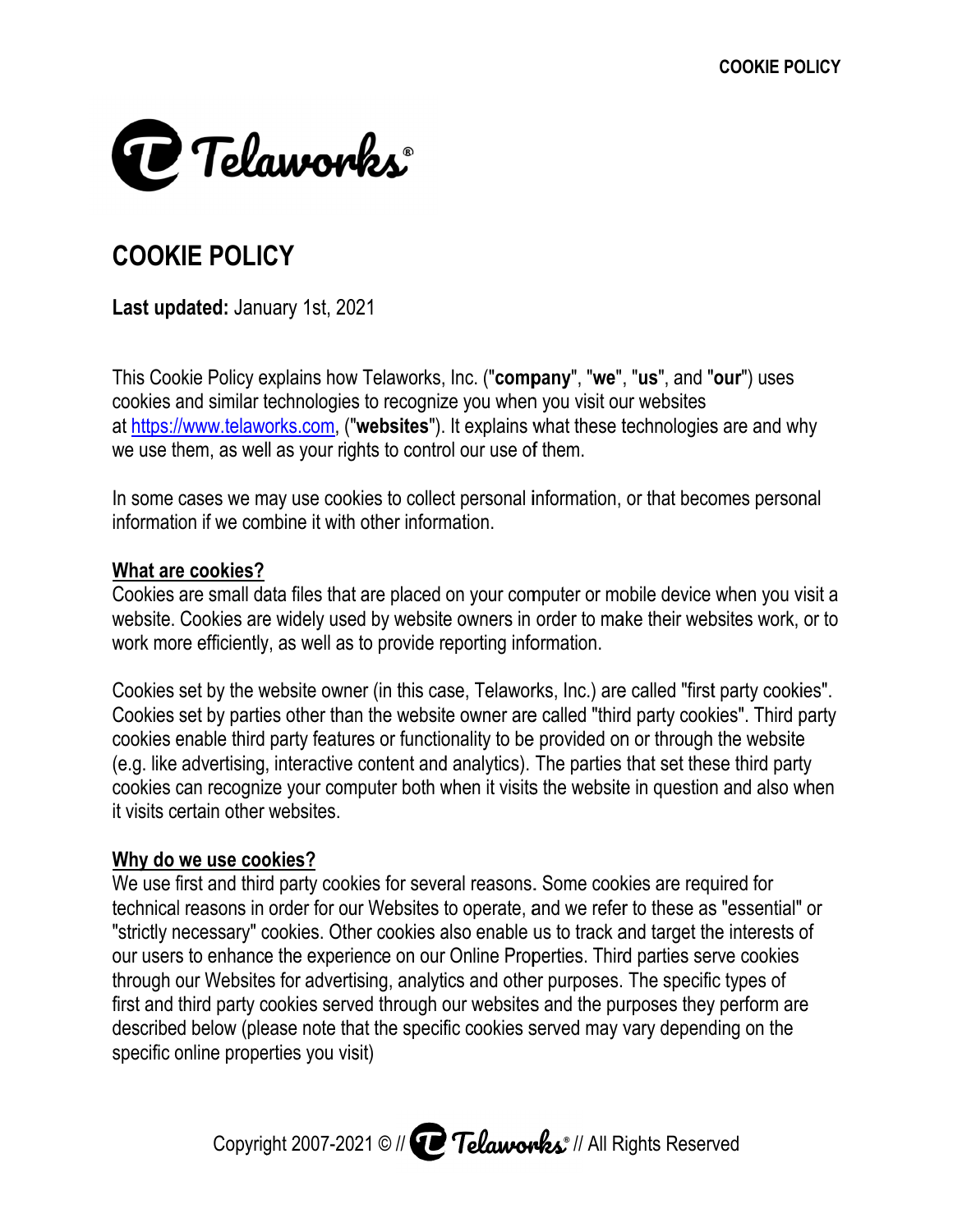# COOKIE POLICY

**Last updated:** January 1st, 2021

This Cookie Policy explains how Telaworks, Inc. ("**company**", "**we**", "**us**", and "**our**") uses cookies and similar technologies to recognize you when you visit our websites at https://www.telaworks.com, ("**websites**"). It explains what these technologies are and why we use them, as well as your rights to control our use of them.

In some cases we may use cookies to collect personal information, or that becomes personal information if we combine it with other information.

## What are cookies?

Cookies are small data files that are placed on your computer or mobile device when you visit a website. Cookies are widely used by website owners in order to make their websites work, or to work more efficiently, as well as to provide reporting information.

Cookies set by the website owner (in this case, Telaworks, Inc.) are called "first party cookies". Cookies set by parties other than the website owner are called "third party cookies". Third party cookies enable third party features or functionality to be provided on or through the website (e.g. like advertising, interactive content and analytics). The parties that set these third party cookies can recognize your computer both when it visits the website in question and also when it visits certain other websites.

## Why do we use cookies?

We use first and third party cookies for several reasons. Some cookies are required for technical reasons in order for our Websites to operate, and we refer to these as "essential" or "strictly necessary" cookies. Other cookies also enable us to track and target the interests of our users to enhance the experience on our Online Properties. Third parties serve cookies through our Websites for advertising, analytics and other purposes. The specific types of first and third party cookies served through our websites and the purposes they perform are described below (please note that the specific cookies served may vary depending on the specific online properties you visit)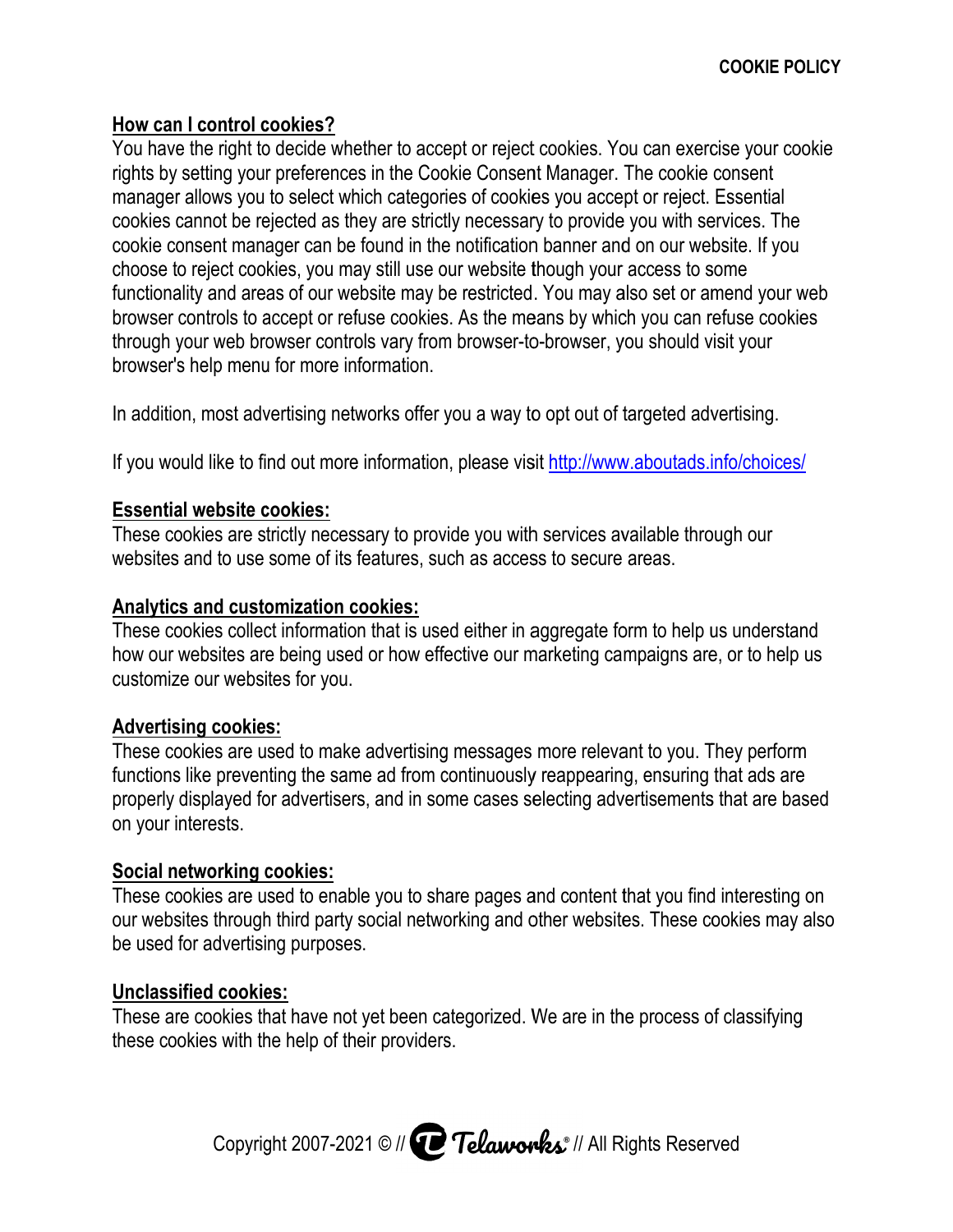## How can I control cookies?

You have the right to decide whether to accept or reject cookies. You can exercise your cookie rights by setting your preferences in the Cookie Consent Manager. The cookie consent manager allows you to select which categories of cookies you accept or reject. Essential cookies cannot be rejected as they are strictly necessary to provide you with services. The cookie consent manager can be found in the notification banner and on our website. If you choose to reject cookies, you may still use our website though your access to some functionality and areas of our website may be restricted. You may also set or amend your web browser controls to accept or refuse cookies. As the means by which you can refuse cookies through your web browser controls vary from browser-to-browser, you should visit your browser's help menu for more information.

In addition, most advertising networks offer you a way to opt out of targeted advertising.

If you would like to find out more information, please visit [http://www.aboutads.info/choices/](http://www.aboutads.info/choices/)

## Essential website cookies:

These cookies are strictly necessary to provide you with services available through our websites and to use some of its features, such as access to secure areas.

## Analytics and customization cookies:

These cookies collect information that is used either in aggregate form to help us understand how our websites are being used or how effective our marketing campaigns are, or to help us customize our websites for you.

## Advertising cookies:

These cookies are used to make advertising messages more relevant to you. They perform functions like preventing the same ad from continuously reappearing, ensuring that ads are properly displayed for advertisers, and in some cases selecting advertisements that are based on your interests.

## Social networking cookies:

These cookies are used to enable you to share pages and content that you find interesting on our websites through third party social networking and other websites. These cookies may also be used for advertising purposes.

## Unclassified cookies:

These are cookies that have not yet been categorized. We are in the process of classifying these cookies with the help of their providers.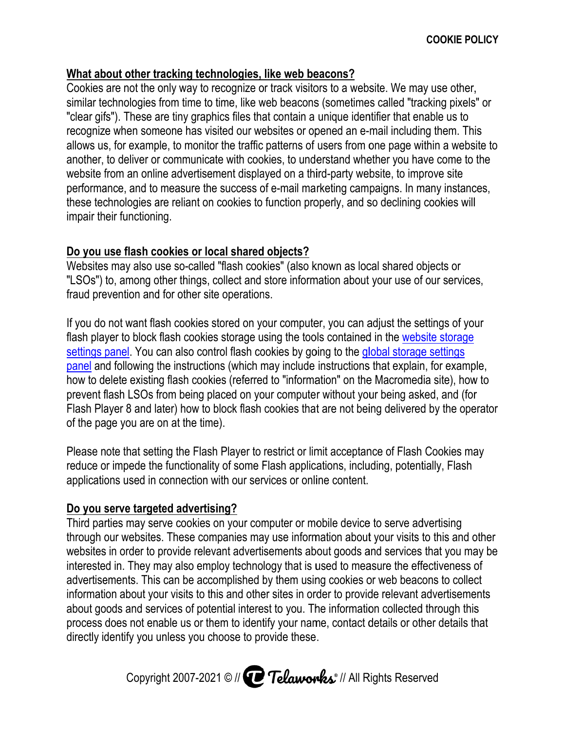## What about other tracking technologies, like web beacons?

Cookies are not the only way to recognize or track visitors to a website. We may use other, similar technologies from time to time, like web beacons (sometimes called "tracking pixels" or "clear gifs"). These are tiny graphics files that contain a unique identifier that enable us to recognize when someone has visited our websites or opened an e-mail including them. This allows us, for example, to monitor the traffic patterns of users from one page within a website to another, to deliver or communicate with cookies, to understand whether you have come to the website from an online advertisement displayed on a third-party website, to improve site performance, and to measure the success of e-mail marketing campaigns. In many instances, these technologies are reliant on cookies to function properly, and so declining cookies will impair their functioning.

## Do you use flash cookies or local shared objects?

Websites may also use so-called "flash cookies" (also known as local shared objects or "LSOs") to, among other things, collect and store information about your use of our services, fraud prevention and for other site operations.

If you do not want flash cookies stored on your computer, you can adjust the settings of your flash player to block flash cookies storage using the tools contained in the website storage settings panel. You can also control flash cookies by going to the global storage settings panel and following the instructions (which may include instructions that explain, for example, how to delete existing flash cookies (referred to "information" on the Macromedia site), how to prevent flash LSOs from being placed on your computer without your being asked, and (for Flash Player 8 and later) how to block flash cookies that are not being delivered by the operator of the page you are on at the time).

Please note that setting the Flash Player to restrict or limit acceptance of Flash Cookies may reduce or impede the functionality of some Flash applications, including, potentially, Flash applications used in connection with our services or online content.

## Do you serve targeted advertising?

Third parties may serve cookies on your computer or mobile device to serve advertising through our websites. These companies may use information about your visits to this and other websites in order to provide relevant advertisements about goods and services that you may be interested in. They may also employ technology that is used to measure the effectiveness of advertisements. This can be accomplished by them using cookies or web beacons to collect information about your visits to this and other sites in order to provide relevant advertisements about goods and services of potential interest to you. The information collected through this process does not enable us or them to identify your name, contact details or other details that directly identify you unless you choose to provide these.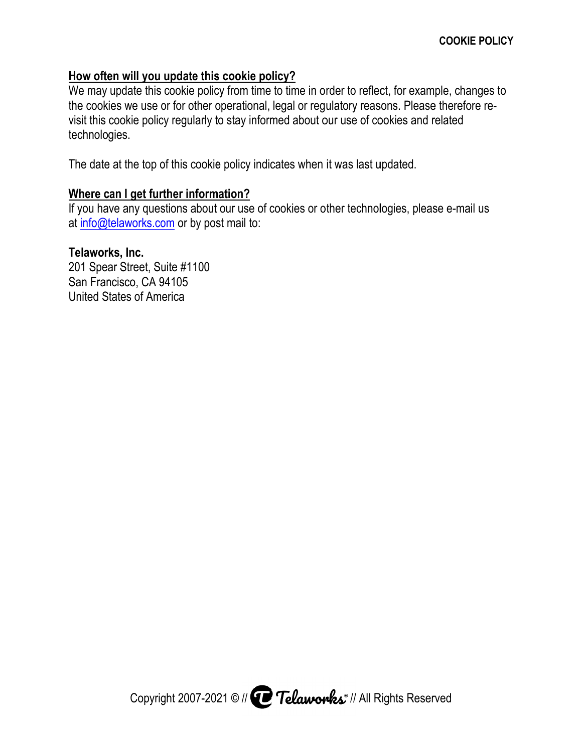## How often will you update this cookie policy?

We may update this cookie policy from time to time in order to reflect, for example, changes to the cookies we use or for other operational, legal or regulatory reasons. Please therefore re-visit this cookie policy regularly to stay informed about our use of cookies and related technologies.

The date at the top of this cookie policy indicates when it was last updated.

## Where can I get further information?

If you have any questions about our use of cookies or other technologies, please e-mail us at info@telaworks.com or by post mail to:

**Telaworks, Inc.**
201 Spear Street, Suite #1100
San Francisco, CA 94105
United States of America